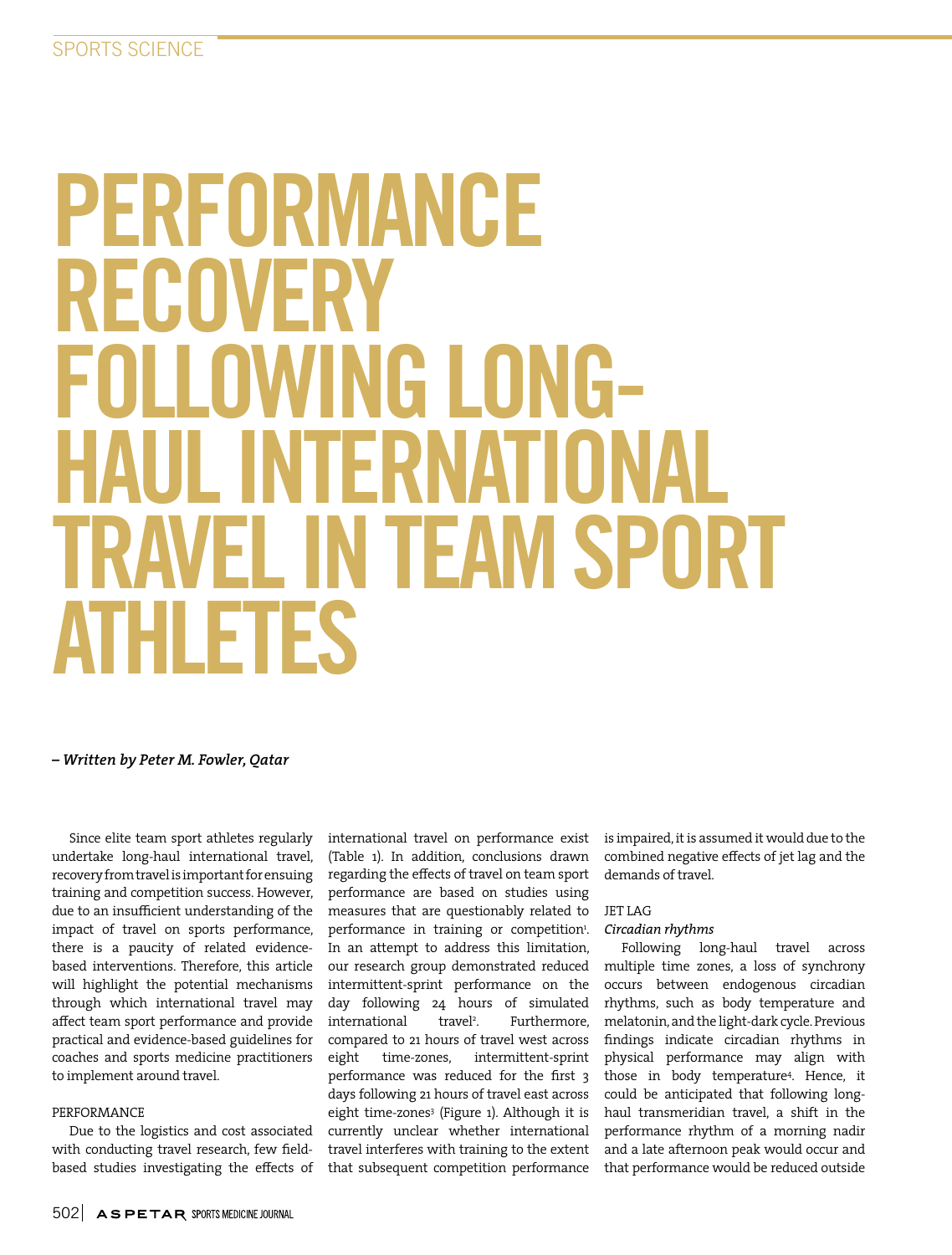SPORTS SCIENCE

# PERFORMANCE RECOVERY FOLLOWING LONG-HAUL INTERNATIONAL TRAVEL IN TEAM SPORT ATHLETES

***– Written by Peter M. Fowler, Qatar***

Since elite team sport athletes regularly undertake long-haul international travel, recovery from travel is important for ensuing training and competition success. However, due to an insufficient understanding of the impact of travel on sports performance, there is a paucity of related evidence-based interventions. Therefore, this article will highlight the potential mechanisms through which international travel may affect team sport performance and provide practical and evidence-based guidelines for coaches and sports medicine practitioners to implement around travel.

## PERFORMANCE

Due to the logistics and cost associated with conducting travel research, few field-based studies investigating the effects of international travel on performance exist (Table 1). In addition, conclusions drawn regarding the effects of travel on team sport performance are based on studies using measures that are questionably related to performance in training or competition[1]. In an attempt to address this limitation, our research group demonstrated reduced intermittent-sprint performance on the day following 24 hours of simulated international travel[2]. Furthermore, compared to 21 hours of travel west across eight time-zones, intermittent-sprint performance was reduced for the first 3 days following 21 hours of travel east across eight time-zones[3] (Figure 1). Although it is currently unclear whether international travel interferes with training to the extent that subsequent competition performance is impaired, it is assumed it would due to the combined negative effects of jet lag and the demands of travel.

## JET LAG

### *Circadian rhythms*

Following long-haul travel across multiple time zones, a loss of synchrony occurs between endogenous circadian rhythms, such as body temperature and melatonin, and the light-dark cycle. Previous findings indicate circadian rhythms in physical performance may align with those in body temperature[4]. Hence, it could be anticipated that following long-haul transmeridian travel, a shift in the performance rhythm of a morning nadir and a late afternoon peak would occur and that performance would be reduced outside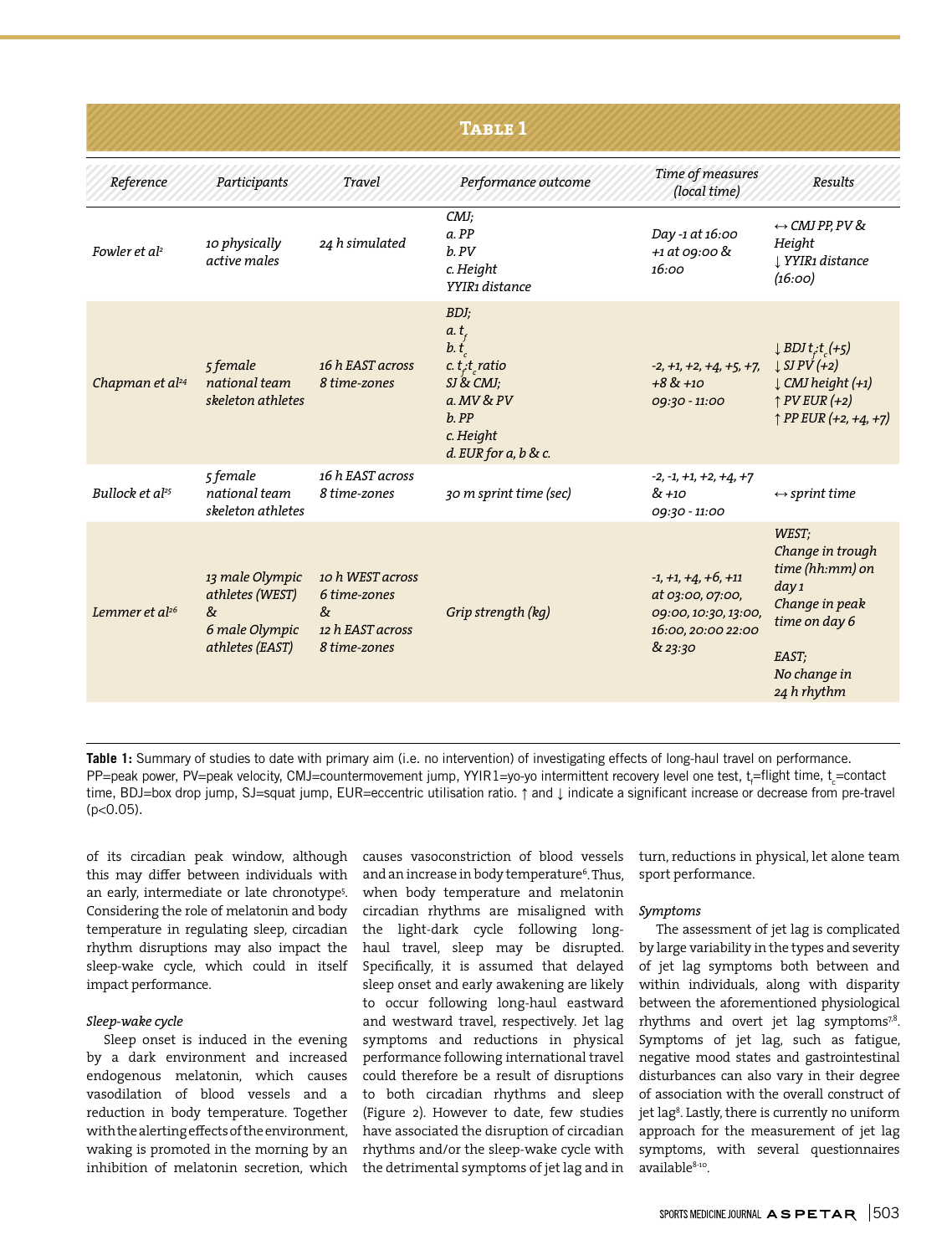## Table 1

| Reference | Participants | Travel | Performance outcome | Time of measures (local time) | Results |
|---|---|---|---|---|---|
| Fowler et al[2] | 10 physically active males | 24 h simulated | CMJ; a. PP b. PV c. Height YYIR1 distance | Day -1 at 16:00 +1 at 09:00 & 16:00 | ↔ CMJ PP, PV & Height ↓ YYIR1 distance (16:00) |
| Chapman et al[24] | 5 female national team skeleton athletes | 16 h EAST across 8 time-zones | BDJ; a. $t_f$ b. $t_c$ c. $t_f$:$t_c$ ratio SJ & CMJ; a. MV & PV b. PP c. Height d. EUR for a, b & c. | -2, +1, +2, +4, +5, +7, +8 & +10 09:30 - 11:00 | ↓ BDJ $t_f$:$t_c$ (+5) ↓ SJ PV (+2) ↓ CMJ height (+1) ↑ PV EUR (+2) ↑ PP EUR (+2, +4, +7) |
| Bullock et al[25] | 5 female national team skeleton athletes | 16 h EAST across 8 time-zones | 30 m sprint time (sec) | -2, -1, +1, +2, +4, +7 & +10 09:30 - 11:00 | ↔ sprint time |
| Lemmer et al[26] | 13 male Olympic athletes (WEST) & 6 male Olympic athletes (EAST) | 10 h WEST across 6 time-zones & 12 h EAST across 8 time-zones | Grip strength (kg) | -1, +1, +4, +6, +11 at 03:00, 07:00, 09:00, 10:30, 13:00, 16:00, 20:00 22:00 & 23:30 | WEST; Change in trough time (hh:mm) on day 1 Change in peak time on day 6 EAST; No change in 24 h rhythm |

**Table 1:** Summary of studies to date with primary aim (i.e. no intervention) of investigating effects of long-haul travel on performance. PP=peak power, PV=peak velocity, CMJ=countermovement jump, YYIR1=yo-yo intermittent recovery level one test, $t_f$=flight time, $t_c$=contact time, BDJ=box drop jump, SJ=squat jump, EUR=eccentric utilisation ratio. ↑ and ↓ indicate a significant increase or decrease from pre-travel ($p<0.05$).

of its circadian peak window, although this may differ between individuals with an early, intermediate or late chronotype[5]. Considering the role of melatonin and body temperature in regulating sleep, circadian rhythm disruptions may also impact the sleep-wake cycle, which could in itself impact performance.

### Sleep-wake cycle

Sleep onset is induced in the evening by a dark environment and increased endogenous melatonin, which causes vasodilation of blood vessels and a reduction in body temperature. Together with the alerting effects of the environment, waking is promoted in the morning by an inhibition of melatonin secretion, which causes vasoconstriction of blood vessels and an increase in body temperature[6]. Thus, when body temperature and melatonin circadian rhythms are misaligned with the light-dark cycle following long-haul travel, sleep may be disrupted. Specifically, it is assumed that delayed sleep onset and early awakening are likely to occur following long-haul eastward and westward travel, respectively. Jet lag symptoms and reductions in physical performance following international travel could therefore be a result of disruptions to both circadian rhythms and sleep (Figure 2). However to date, few studies have associated the disruption of circadian rhythms and/or the sleep-wake cycle with the detrimental symptoms of jet lag and in turn, reductions in physical, let alone team sport performance.

### Symptoms

The assessment of jet lag is complicated by large variability in the types and severity of jet lag symptoms both between and within individuals, along with disparity between the aforementioned physiological rhythms and overt jet lag symptoms[7,8]. Symptoms of jet lag, such as fatigue, negative mood states and gastrointestinal disturbances can also vary in their degree of association with the overall construct of jet lag[8]. Lastly, there is currently no uniform approach for the measurement of jet lag symptoms, with several questionnaires available[8-10].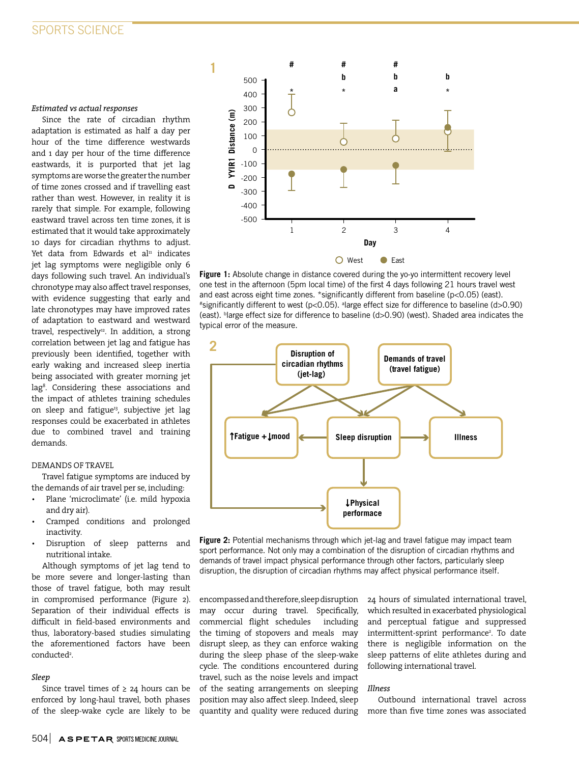*Estimated vs actual responses*

Since the rate of circadian rhythm adaptation is estimated as half a day per hour of the time difference westwards and 1 day per hour of the time difference eastwards, it is purported that jet lag symptoms are worse the greater the number of time zones crossed and if travelling east rather than west. However, in reality it is rarely that simple. For example, following eastward travel across ten time zones, it is estimated that it would take approximately 10 days for circadian rhythms to adjust. Yet data from Edwards et al[11] indicates jet lag symptoms were negligible only 6 days following such travel. An individual's chronotype may also affect travel responses, with evidence suggesting that early and late chronotypes may have improved rates of adaptation to eastward and westward travel, respectively[12]. In addition, a strong correlation between jet lag and fatigue has previously been identified, together with early waking and increased sleep inertia being associated with greater morning jet lag[8]. Considering these associations and the impact of athletes training schedules on sleep and fatigue[13], subjective jet lag responses could be exacerbated in athletes due to combined travel and training demands.

## DEMANDS OF TRAVEL

Travel fatigue symptoms are induced by the demands of air travel per se, including:

- Plane 'microclimate' (i.e. mild hypoxia and dry air).
- Cramped conditions and prolonged inactivity.
- Disruption of sleep patterns and nutritional intake.

Although symptoms of jet lag tend to be more severe and longer-lasting than those of travel fatigue, both may result in compromised performance (Figure 2). Separation of their individual effects is difficult in field-based environments and thus, laboratory-based studies simulating the aforementioned factors have been conducted[2].

*Sleep*

Since travel times of ≥ 24 hours can be enforced by long-haul travel, both phases of the sleep-wake cycle are likely to be encompassed and therefore, sleep disruption may occur during travel. Specifically, commercial flight schedules including the timing of stopovers and meals may disrupt sleep, as they can enforce waking during the sleep phase of the sleep-wake cycle. The conditions encountered during travel, such as the noise levels and impact of the seating arrangements on sleeping position may also affect sleep. Indeed, sleep quantity and quality were reduced during 24 hours of simulated international travel, which resulted in exacerbated physiological and perceptual fatigue and suppressed intermittent-sprint performance[2]. To date there is negligible information on the sleep patterns of elite athletes during and following international travel.

*Illness*

Outbound international travel across more than five time zones was associated

**Figure 1:** Absolute change in distance covered during the yo-yo intermittent recovery level one test in the afternoon (5pm local time) of the first 4 days following 21 hours travel west and east across eight time zones. *significantly different from baseline ($p<0.05$) (east). #significantly different to west ($p<0.05$). [a]large effect size for difference to baseline ($d>0.90$) (east). [b]large effect size for difference to baseline ($d>0.90$) (west). Shaded area indicates the typical error of the measure.

**Figure 2:** Potential mechanisms through which jet-lag and travel fatigue may impact team sport performance. Not only may a combination of the disruption of circadian rhythms and demands of travel impact physical performance through other factors, particularly sleep disruption, the disruption of circadian rhythms may affect physical performance itself.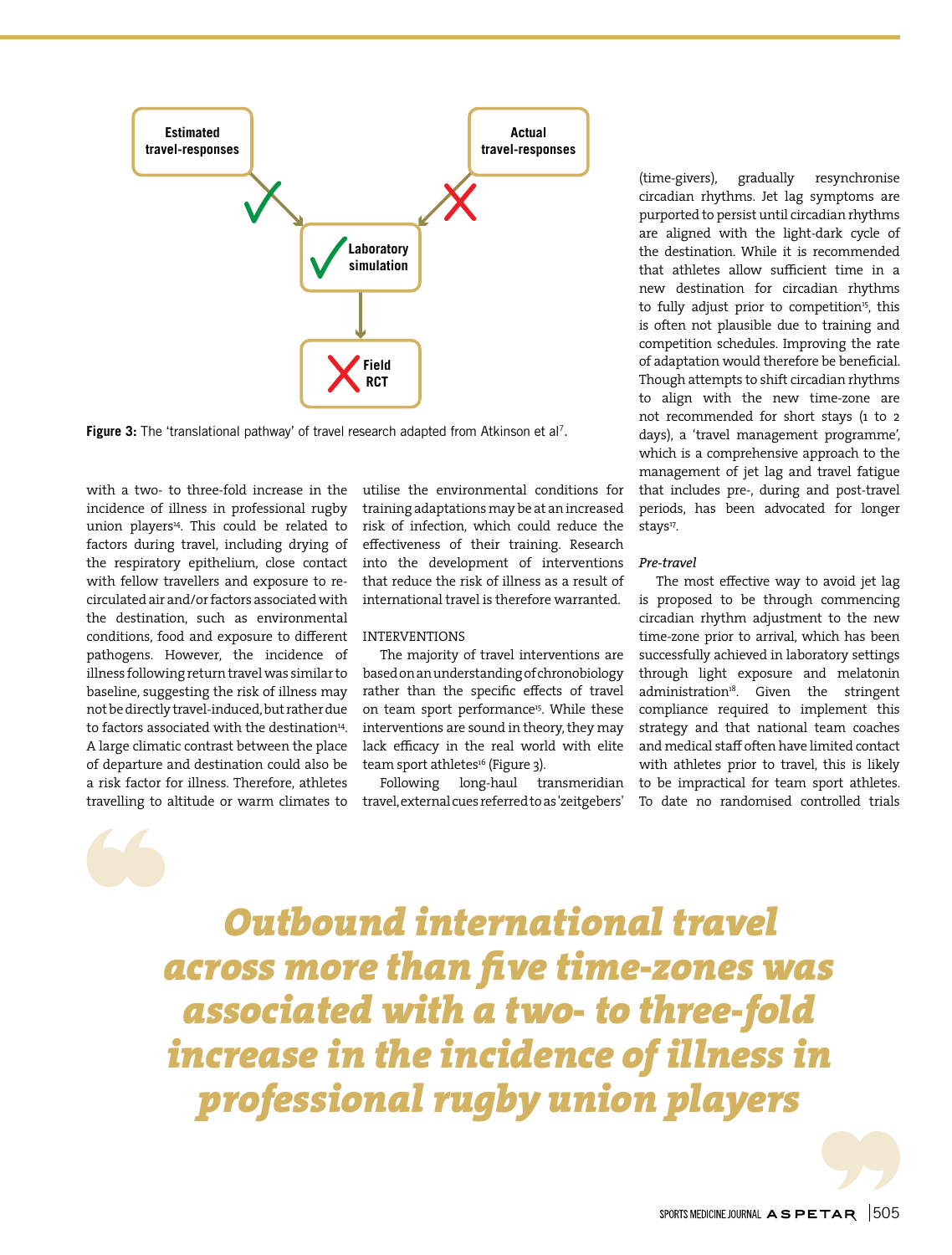Figure 3: The 'translational pathway' of travel research adapted from Atkinson et al[7].

with a two- to three-fold increase in the incidence of illness in professional rugby union players[14]. This could be related to factors during travel, including drying of the respiratory epithelium, close contact with fellow travellers and exposure to re-circulated air and/or factors associated with the destination, such as environmental conditions, food and exposure to different pathogens. However, the incidence of illness following return travel was similar to baseline, suggesting the risk of illness may not be directly travel-induced, but rather due to factors associated with the destination[14]. A large climatic contrast between the place of departure and destination could also be a risk factor for illness. Therefore, athletes travelling to altitude or warm climates to utilise the environmental conditions for training adaptations may be at an increased risk of infection, which could reduce the effectiveness of their training. Research into the development of interventions that reduce the risk of illness as a result of international travel is therefore warranted.

## INTERVENTIONS

The majority of travel interventions are based on an understanding of chronobiology rather than the specific effects of travel on team sport performance[15]. While these interventions are sound in theory, they may lack efficacy in the real world with elite team sport athletes[16] (Figure 3).

Following long-haul transmeridian travel, external cues referred to as 'zeitgebers' (time-givers), gradually resynchronise circadian rhythms. Jet lag symptoms are purported to persist until circadian rhythms are aligned with the light-dark cycle of the destination. While it is recommended that athletes allow sufficient time in a new destination for circadian rhythms to fully adjust prior to competition[15], this is often not plausible due to training and competition schedules. Improving the rate of adaptation would therefore be beneficial. Though attempts to shift circadian rhythms to align with the new time-zone are not recommended for short stays (1 to 2 days), a 'travel management programme', which is a comprehensive approach to the management of jet lag and travel fatigue that includes pre-, during and post-travel periods, has been advocated for longer stays[17].

### *Pre-travel*

The most effective way to avoid jet lag is proposed to be through commencing circadian rhythm adjustment to the new time-zone prior to arrival, which has been successfully achieved in laboratory settings through light exposure and melatonin administration[18]. Given the stringent compliance required to implement this strategy and that national team coaches and medical staff often have limited contact with athletes prior to travel, this is likely to be impractical for team sport athletes. To date no randomised controlled trials

> *Outbound international travel across more than five time-zones was associated with a two- to three-fold increase in the incidence of illness in professional rugby union players*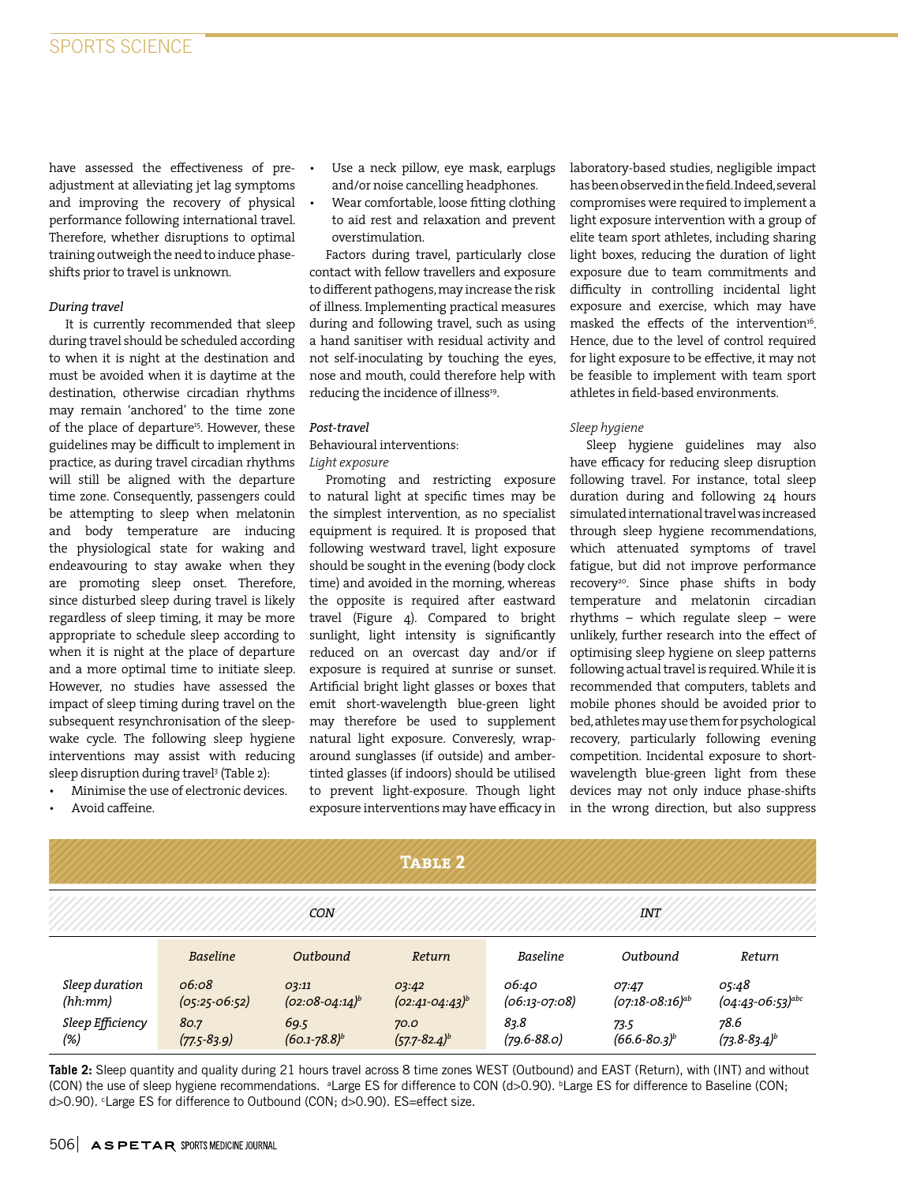have assessed the effectiveness of pre-adjustment at alleviating jet lag symptoms and improving the recovery of physical performance following international travel. Therefore, whether disruptions to optimal training outweigh the need to induce phase-shifts prior to travel is unknown.

### *During travel*

It is currently recommended that sleep during travel should be scheduled according to when it is night at the destination and must be avoided when it is daytime at the destination, otherwise circadian rhythms may remain 'anchored' to the time zone of the place of departure[15]. However, these guidelines may be difficult to implement in practice, as during travel circadian rhythms will still be aligned with the departure time zone. Consequently, passengers could be attempting to sleep when melatonin and body temperature are inducing the physiological state for waking and endeavouring to stay awake when they are promoting sleep onset. Therefore, since disturbed sleep during travel is likely regardless of sleep timing, it may be more appropriate to schedule sleep according to when it is night at the place of departure and a more optimal time to initiate sleep. However, no studies have assessed the impact of sleep timing during travel on the subsequent resynchronisation of the sleep-wake cycle. The following sleep hygiene interventions may assist with reducing sleep disruption during travel[3] (Table 2):

- Minimise the use of electronic devices.
- Avoid caffeine.
- Use a neck pillow, eye mask, earplugs and/or noise cancelling headphones.
- Wear comfortable, loose fitting clothing to aid rest and relaxation and prevent overstimulation.

Factors during travel, particularly close contact with fellow travellers and exposure to different pathogens, may increase the risk of illness. Implementing practical measures during and following travel, such as using a hand sanitiser with residual activity and not self-inoculating by touching the eyes, nose and mouth, could therefore help with reducing the incidence of illness[19].

### *Post-travel*

Behavioural interventions:

*Light exposure*

Promoting and restricting exposure to natural light at specific times may be the simplest intervention, as no specialist equipment is required. It is proposed that following westward travel, light exposure should be sought in the evening (body clock time) and avoided in the morning, whereas the opposite is required after eastward travel (Figure 4). Compared to bright sunlight, light intensity is significantly reduced on an overcast day and/or if exposure is required at sunrise or sunset. Artificial bright light glasses or boxes that emit short-wavelength blue-green light may therefore be used to supplement natural light exposure. Converesly, wrap-around sunglasses (if outside) and amber-tinted glasses (if indoors) should be utilised to prevent light-exposure. Though light exposure interventions may have efficacy in laboratory-based studies, negligible impact has been observed in the field. Indeed, several compromises were required to implement a light exposure intervention with a group of elite team sport athletes, including sharing light boxes, reducing the duration of light exposure due to team commitments and difficulty in controlling incidental light exposure and exercise, which may have masked the effects of the intervention[16]. Hence, due to the level of control required for light exposure to be effective, it may not be feasible to implement with team sport athletes in field-based environments.

*Sleep hygiene*

Sleep hygiene guidelines may also have efficacy for reducing sleep disruption following travel. For instance, total sleep duration during and following 24 hours simulated international travel was increased through sleep hygiene recommendations, which attenuated symptoms of travel fatigue, but did not improve performance recovery[20]. Since phase shifts in body temperature and melatonin circadian rhythms – which regulate sleep – were unlikely, further research into the effect of optimising sleep hygiene on sleep patterns following actual travel is required. While it is recommended that computers, tablets and mobile phones should be avoided prior to bed, athletes may use them for psychological recovery, particularly following evening competition. Incidental exposure to short-wavelength blue-green light from these devices may not only induce phase-shifts in the wrong direction, but also suppress

**Table 2**

| | CON | | | INT | | |
|---|---|---|---|---|---|---|
| | *Baseline* | *Outbound* | *Return* | *Baseline* | *Outbound* | *Return* |
| *Sleep duration (hh:mm)* | 06:08 (05:25-06:52) | 03:11 (02:08-04:14)[b] | 03:42 (02:41-04:43)[b] | 06:40 (06:13-07:08) | 07:47 (07:18-08:16)[ab] | 05:48 (04:43-06:53)[abc] |
| *Sleep Efficiency (%)* | 80.7 (77.5-83.9) | 69.5 (60.1-78.8)[b] | 70.0 (57.7-82.4)[b] | 83.8 (79.6-88.0) | 73.5 (66.6-80.3)[b] | 78.6 (73.8-83.4)[b] |

**Table 2:** Sleep quantity and quality during 21 hours travel across 8 time zones WEST (Outbound) and EAST (Return), with (INT) and without (CON) the use of sleep hygiene recommendations. [a]Large ES for difference to CON (d>0.90). [b]Large ES for difference to Baseline (CON; d>0.90). [c]Large ES for difference to Outbound (CON; d>0.90). ES=effect size.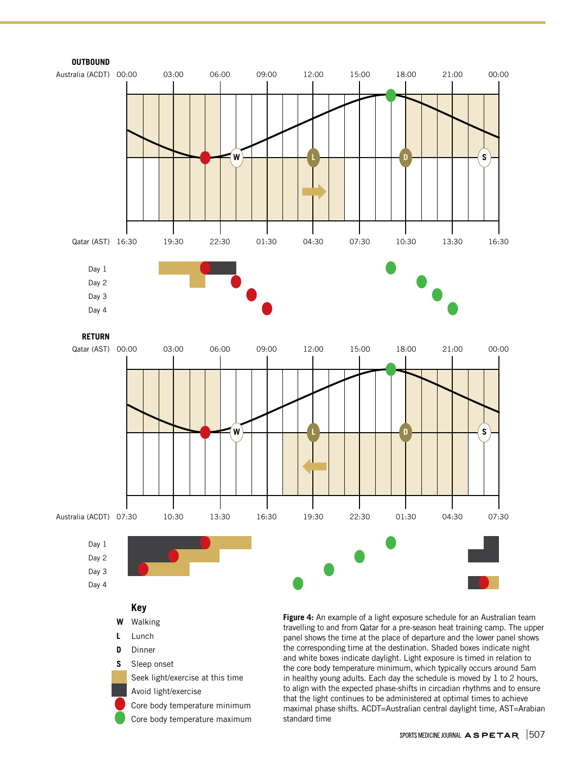**OUTBOUND**

Australia (ACDT) 00:00 03:00 06:00 09:00 12:00 15:00 18:00 21:00 00:00

Qatar (AST) 16:30 19:30 22:30 01:30 04:30 07:30 10:30 13:30 16:30

Day 1
Day 2
Day 3
Day 4

**RETURN**

Qatar (AST) 00:00 03:00 06:00 09:00 12:00 15:00 18:00 21:00 00:00

Australia (ACDT) 07:30 10:30 13:30 16:30 19:30 22:30 01:30 04:30 07:30

Day 1
Day 2
Day 3
Day 4

**Key**

- **W** Walking
- **L** Lunch
- **D** Dinner
- **S** Sleep onset
- Seek light/exercise at this time
- Avoid light/exercise
- Core body temperature minimum
- Core body temperature maximum

**Figure 4:** An example of a light exposure schedule for an Australian team travelling to and from Qatar for a pre-season heat training camp. The upper panel shows the time at the place of departure and the lower panel shows the corresponding time at the destination. Shaded boxes indicate night and white boxes indicate daylight. Light exposure is timed in relation to the core body temperature minimum, which typically occurs around 5am in healthy young adults. Each day the schedule is moved by 1 to 2 hours, to align with the expected phase-shifts in circadian rhythms and to ensure that the light continues to be administered at optimal times to achieve maximal phase shifts. ACDT=Australian central daylight time, AST=Arabian standard time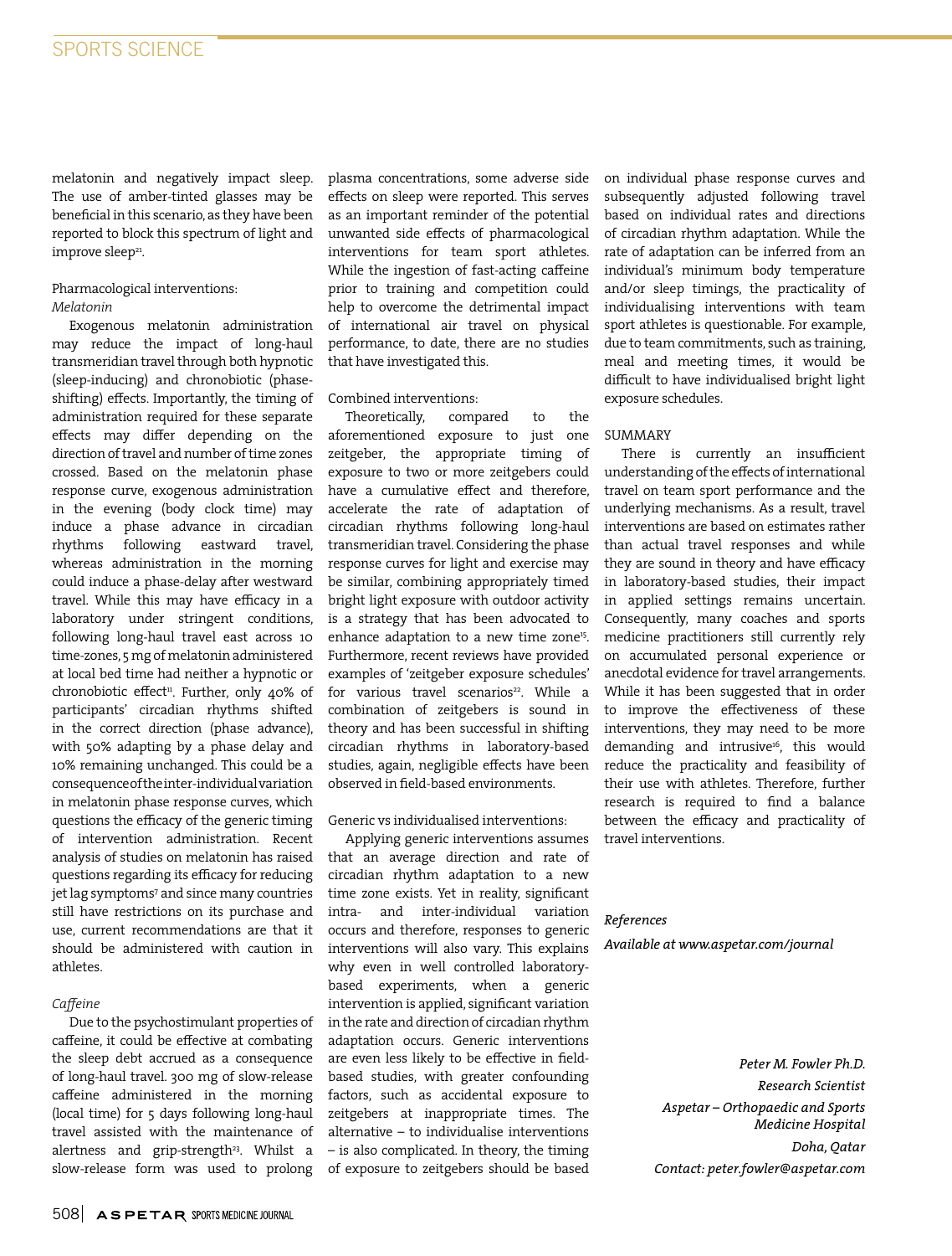melatonin and negatively impact sleep. The use of amber-tinted glasses may be beneficial in this scenario, as they have been reported to block this spectrum of light and improve sleep[21].

Pharmacological interventions:

*Melatonin*

Exogenous melatonin administration may reduce the impact of long-haul transmeridian travel through both hypnotic (sleep-inducing) and chronobiotic (phase-shifting) effects. Importantly, the timing of administration required for these separate effects may differ depending on the direction of travel and number of time zones crossed. Based on the melatonin phase response curve, exogenous administration in the evening (body clock time) may induce a phase advance in circadian rhythms following eastward travel, whereas administration in the morning could induce a phase-delay after westward travel. While this may have efficacy in a laboratory under stringent conditions, following long-haul travel east across 10 time-zones, 5 mg of melatonin administered at local bed time had neither a hypnotic or chronobiotic effect[11]. Further, only 40% of participants' circadian rhythms shifted in the correct direction (phase advance), with 50% adapting by a phase delay and 10% remaining unchanged. This could be a consequence of the inter-individual variation in melatonin phase response curves, which questions the efficacy of the generic timing of intervention administration. Recent analysis of studies on melatonin has raised questions regarding its efficacy for reducing jet lag symptoms[7] and since many countries still have restrictions on its purchase and use, current recommendations are that it should be administered with caution in athletes.

*Caffeine*

Due to the psychostimulant properties of caffeine, it could be effective at combating the sleep debt accrued as a consequence of long-haul travel. 300 mg of slow-release caffeine administered in the morning (local time) for 5 days following long-haul travel assisted with the maintenance of alertness and grip-strength[23]. Whilst a slow-release form was used to prolong plasma concentrations, some adverse side effects on sleep were reported. This serves as an important reminder of the potential unwanted side effects of pharmacological interventions for team sport athletes. While the ingestion of fast-acting caffeine prior to training and competition could help to overcome the detrimental impact of international air travel on physical performance, to date, there are no studies that have investigated this.

Combined interventions:

Theoretically, compared to the aforementioned exposure to just one zeitgeber, the appropriate timing of exposure to two or more zeitgebers could have a cumulative effect and therefore, accelerate the rate of adaptation of circadian rhythms following long-haul transmeridian travel. Considering the phase response curves for light and exercise may be similar, combining appropriately timed bright light exposure with outdoor activity is a strategy that has been advocated to enhance adaptation to a new time zone[15]. Furthermore, recent reviews have provided examples of 'zeitgeber exposure schedules' for various travel scenarios[22]. While a combination of zeitgebers is sound in theory and has been successful in shifting circadian rhythms in laboratory-based studies, again, negligible effects have been observed in field-based environments.

Generic vs individualised interventions:

Applying generic interventions assumes that an average direction and rate of circadian rhythm adaptation to a new time zone exists. Yet in reality, significant intra- and inter-individual variation occurs and therefore, responses to generic interventions will also vary. This explains why even in well controlled laboratory-based experiments, when a generic intervention is applied, significant variation in the rate and direction of circadian rhythm adaptation occurs. Generic interventions are even less likely to be effective in field-based studies, with greater confounding factors, such as accidental exposure to zeitgebers at inappropriate times. The alternative – to individualise interventions – is also complicated. In theory, the timing of exposure to zeitgebers should be based on individual phase response curves and subsequently adjusted following travel based on individual rates and directions of circadian rhythm adaptation. While the rate of adaptation can be inferred from an individual's minimum body temperature and/or sleep timings, the practicality of individualising interventions with team sport athletes is questionable. For example, due to team commitments, such as training, meal and meeting times, it would be difficult to have individualised bright light exposure schedules.

## SUMMARY

There is currently an insufficient understanding of the effects of international travel on team sport performance and the underlying mechanisms. As a result, travel interventions are based on estimates rather than actual travel responses and while they are sound in theory and have efficacy in laboratory-based studies, their impact in applied settings remains uncertain. Consequently, many coaches and sports medicine practitioners still currently rely on accumulated personal experience or anecdotal evidence for travel arrangements. While it has been suggested that in order to improve the effectiveness of these interventions, they may need to be more demanding and intrusive[16], this would reduce the practicality and feasibility of their use with athletes. Therefore, further research is required to find a balance between the efficacy and practicality of travel interventions.

*References*

*Available at www.aspetar.com/journal*

*Peter M. Fowler Ph.D.*
*Research Scientist*
*Aspetar – Orthopaedic and Sports Medicine Hospital*
*Doha, Qatar*
*Contact: peter.fowler@aspetar.com*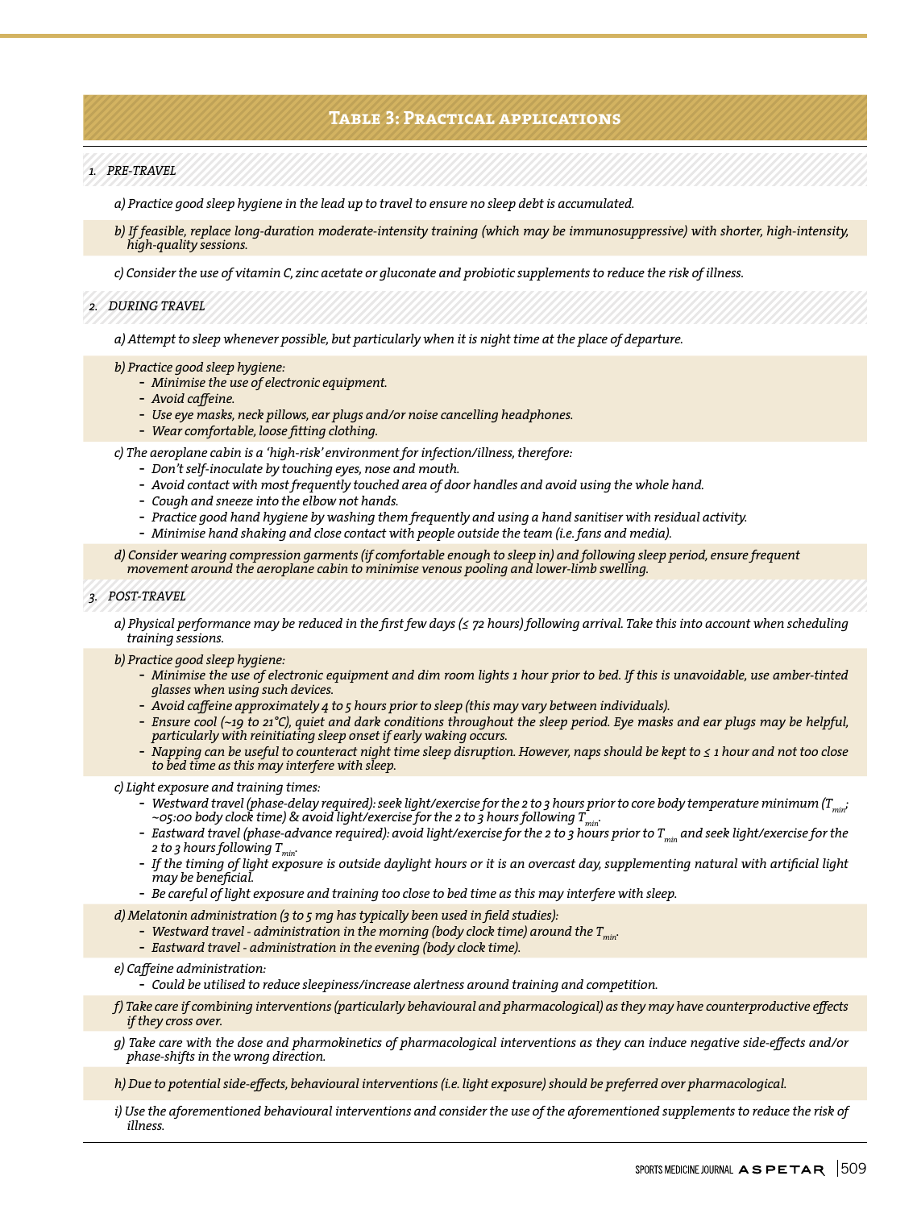## Table 3: Practical applications

*1. PRE-TRAVEL*

*a) Practice good sleep hygiene in the lead up to travel to ensure no sleep debt is accumulated.*

*b) If feasible, replace long-duration moderate-intensity training (which may be immunosuppressive) with shorter, high-intensity, high-quality sessions.*

*c) Consider the use of vitamin C, zinc acetate or gluconate and probiotic supplements to reduce the risk of illness.*

*2. DURING TRAVEL*

*a) Attempt to sleep whenever possible, but particularly when it is night time at the place of departure.*

*b) Practice good sleep hygiene:*
- *Minimise the use of electronic equipment.*
- *Avoid caffeine.*
- *Use eye masks, neck pillows, ear plugs and/or noise cancelling headphones.*
- *Wear comfortable, loose fitting clothing.*

*c) The aeroplane cabin is a 'high-risk' environment for infection/illness, therefore:*
- *Don't self-inoculate by touching eyes, nose and mouth.*
- *Avoid contact with most frequently touched area of door handles and avoid using the whole hand.*
- *Cough and sneeze into the elbow not hands.*
- *Practice good hand hygiene by washing them frequently and using a hand sanitiser with residual activity.*
- *Minimise hand shaking and close contact with people outside the team (i.e. fans and media).*

*d) Consider wearing compression garments (if comfortable enough to sleep in) and following sleep period, ensure frequent movement around the aeroplane cabin to minimise venous pooling and lower-limb swelling.*

*3. POST-TRAVEL*

*a) Physical performance may be reduced in the first few days (≤ 72 hours) following arrival. Take this into account when scheduling training sessions.*

*b) Practice good sleep hygiene:*
- *Minimise the use of electronic equipment and dim room lights 1 hour prior to bed. If this is unavoidable, use amber-tinted glasses when using such devices.*
- *Avoid caffeine approximately 4 to 5 hours prior to sleep (this may vary between individuals).*
- *Ensure cool (~19 to 21°C), quiet and dark conditions throughout the sleep period. Eye masks and ear plugs may be helpful, particularly with reinitiating sleep onset if early waking occurs.*
- *Napping can be useful to counteract night time sleep disruption. However, naps should be kept to ≤ 1 hour and not too close to bed time as this may interfere with sleep.*

*c) Light exposure and training times:*
- *Westward travel (phase-delay required): seek light/exercise for the 2 to 3 hours prior to core body temperature minimum ($T_{min}$; ~05:00 body clock time) & avoid light/exercise for the 2 to 3 hours following $T_{min}$.*
- *Eastward travel (phase-advance required): avoid light/exercise for the 2 to 3 hours prior to $T_{min}$ and seek light/exercise for the 2 to 3 hours following $T_{min}$.*
- *If the timing of light exposure is outside daylight hours or it is an overcast day, supplementing natural with artificial light may be beneficial.*
- *Be careful of light exposure and training too close to bed time as this may interfere with sleep.*

*d) Melatonin administration (3 to 5 mg has typically been used in field studies):*
- *Westward travel - administration in the morning (body clock time) around the $T_{min}$.*
- *Eastward travel - administration in the evening (body clock time).*

*e) Caffeine administration:*
- *Could be utilised to reduce sleepiness/increase alertness around training and competition.*

*f) Take care if combining interventions (particularly behavioural and pharmacological) as they may have counterproductive effects if they cross over.*

*g) Take care with the dose and pharmokinetics of pharmacological interventions as they can induce negative side-effects and/or phase-shifts in the wrong direction.*

*h) Due to potential side-effects, behavioural interventions (i.e. light exposure) should be preferred over pharmacological.*

*i) Use the aforementioned behavioural interventions and consider the use of the aforementioned supplements to reduce the risk of illness.*